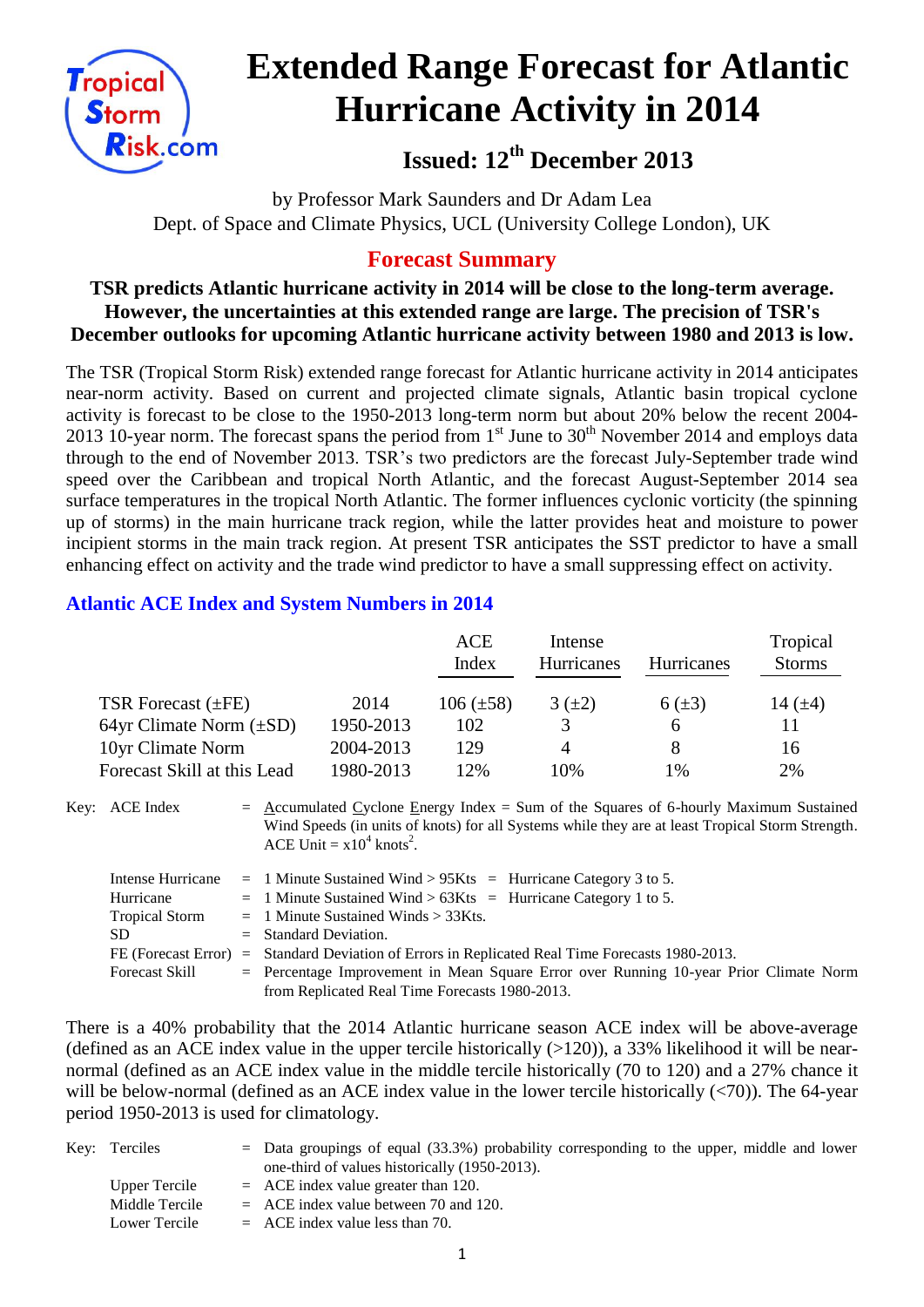# Extended Range Forecast for Atlantic Hurricane Activity in 2014

## Issued: 12th December 2013

by Professor Mark Saunders and Dr Adam Lea
Dept. of Space and Climate Physics, UCL (University College London), UK

## Forecast Summary

**TSR predicts Atlantic hurricane activity in 2014 will be close to the long-term average. However, the uncertainties at this extended range are large. The precision of TSR's December outlooks for upcoming Atlantic hurricane activity between 1980 and 2013 is low.**

The TSR (Tropical Storm Risk) extended range forecast for Atlantic hurricane activity in 2014 anticipates near-norm activity. Based on current and projected climate signals, Atlantic basin tropical cyclone activity is forecast to be close to the 1950-2013 long-term norm but about 20% below the recent 2004-2013 10-year norm. The forecast spans the period from 1st June to 30th November 2014 and employs data through to the end of November 2013. TSR's two predictors are the forecast July-September trade wind speed over the Caribbean and tropical North Atlantic, and the forecast August-September 2014 sea surface temperatures in the tropical North Atlantic. The former influences cyclonic vorticity (the spinning up of storms) in the main hurricane track region, while the latter provides heat and moisture to power incipient storms in the main track region. At present TSR anticipates the SST predictor to have a small enhancing effect on activity and the trade wind predictor to have a small suppressing effect on activity.

### Atlantic ACE Index and System Numbers in 2014

| | | ACE Index | Intense Hurricanes | Hurricanes | Tropical Storms |
|---|---|---|---|---|---|
| TSR Forecast (±FE) | 2014 | 106 (±58) | 3 (±2) | 6 (±3) | 14 (±4) |
| 64yr Climate Norm (±SD) | 1950-2013 | 102 | 3 | 6 | 11 |
| 10yr Climate Norm | 2004-2013 | 129 | 4 | 8 | 16 |
| Forecast Skill at this Lead | 1980-2013 | 12% | 10% | 1% | 2% |

Key:
- ACE Index = Accumulated Cyclone Energy Index = Sum of the Squares of 6-hourly Maximum Sustained Wind Speeds (in units of knots) for all Systems while they are at least Tropical Storm Strength. ACE Unit = $x10^4$ $knots^2$.
- Intense Hurricane = 1 Minute Sustained Wind > 95Kts = Hurricane Category 3 to 5.
- Hurricane = 1 Minute Sustained Wind > 63Kts = Hurricane Category 1 to 5.
- Tropical Storm = 1 Minute Sustained Winds > 33Kts.
- SD = Standard Deviation.
- FE (Forecast Error) = Standard Deviation of Errors in Replicated Real Time Forecasts 1980-2013.
- Forecast Skill = Percentage Improvement in Mean Square Error over Running 10-year Prior Climate Norm from Replicated Real Time Forecasts 1980-2013.

There is a 40% probability that the 2014 Atlantic hurricane season ACE index will be above-average (defined as an ACE index value in the upper tercile historically (>120)), a 33% likelihood it will be near-normal (defined as an ACE index value in the middle tercile historically (70 to 120) and a 27% chance it will be below-normal (defined as an ACE index value in the lower tercile historically (<70)). The 64-year period 1950-2013 is used for climatology.

Key:
- Terciles = Data groupings of equal (33.3%) probability corresponding to the upper, middle and lower one-third of values historically (1950-2013).
- Upper Tercile = ACE index value greater than 120.
- Middle Tercile = ACE index value between 70 and 120.
- Lower Tercile = ACE index value less than 70.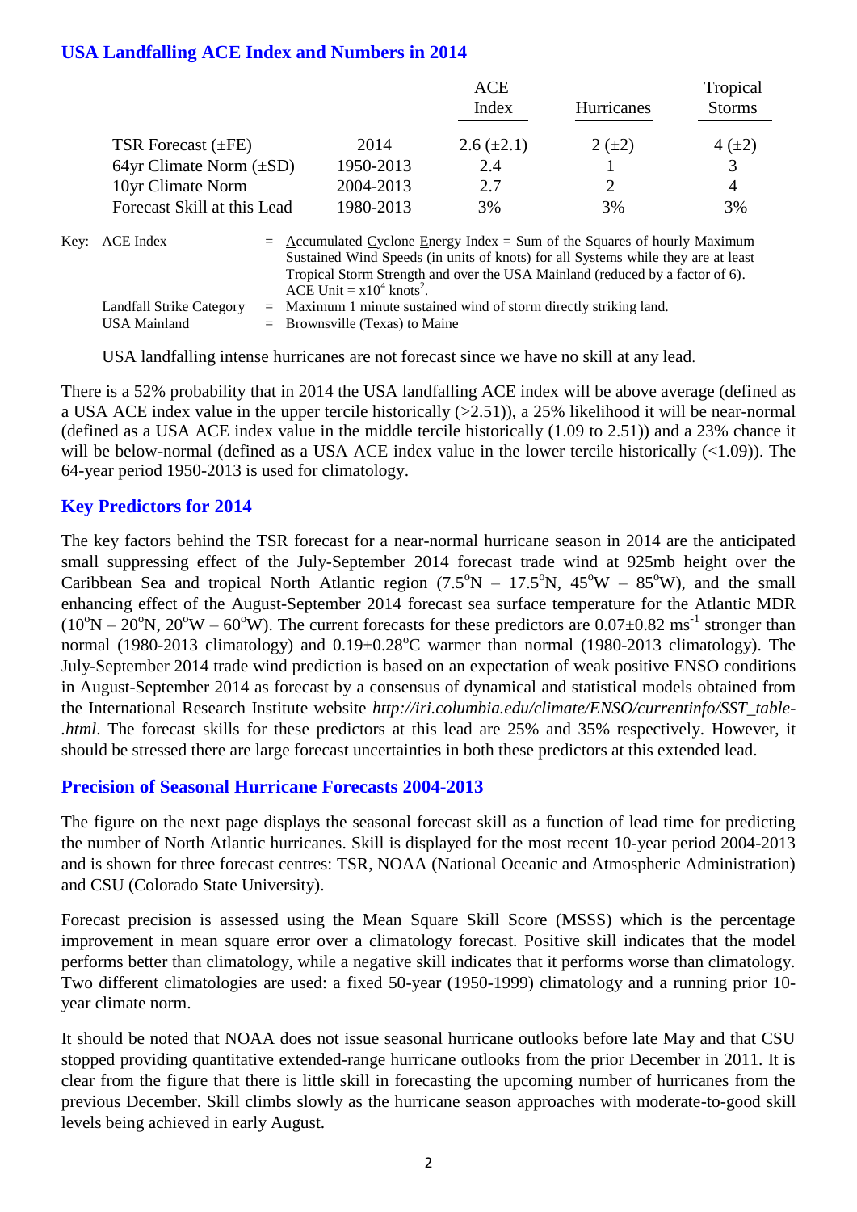## USA Landfalling ACE Index and Numbers in 2014

| | | ACE Index | Hurricanes | Tropical Storms |
|---|---|---|---|---|
| TSR Forecast (±FE) | 2014 | 2.6 (±2.1) | 2 (±2) | 4 (±2) |
| 64yr Climate Norm (±SD) | 1950-2013 | 2.4 | 1 | 3 |
| 10yr Climate Norm | 2004-2013 | 2.7 | 2 | 4 |
| Forecast Skill at this Lead | 1980-2013 | 3% | 3% | 3% |

Key: ACE Index = Accumulated Cyclone Energy Index = Sum of the Squares of hourly Maximum Sustained Wind Speeds (in units of knots) for all Systems while they are at least Tropical Storm Strength and over the USA Mainland (reduced by a factor of 6). ACE Unit = $x10^4$ $knots^2$.

Landfall Strike Category = Maximum 1 minute sustained wind of storm directly striking land.

USA Mainland = Brownsville (Texas) to Maine

USA landfalling intense hurricanes are not forecast since we have no skill at any lead.

There is a 52% probability that in 2014 the USA landfalling ACE index will be above average (defined as a USA ACE index value in the upper tercile historically (>2.51)), a 25% likelihood it will be near-normal (defined as a USA ACE index value in the middle tercile historically (1.09 to 2.51)) and a 23% chance it will be below-normal (defined as a USA ACE index value in the lower tercile historically (<1.09)). The 64-year period 1950-2013 is used for climatology.

## Key Predictors for 2014

The key factors behind the TSR forecast for a near-normal hurricane season in 2014 are the anticipated small suppressing effect of the July-September 2014 forecast trade wind at 925mb height over the Caribbean Sea and tropical North Atlantic region (7.5°N – 17.5°N, 45°W – 85°W), and the small enhancing effect of the August-September 2014 forecast sea surface temperature for the Atlantic MDR (10°N – 20°N, 20°W – 60°W). The current forecasts for these predictors are 0.07±0.82 $ms^{-1}$ stronger than normal (1980-2013 climatology) and 0.19±0.28°C warmer than normal (1980-2013 climatology). The July-September 2014 trade wind prediction is based on an expectation of weak positive ENSO conditions in August-September 2014 as forecast by a consensus of dynamical and statistical models obtained from the International Research Institute website *http://iri.columbia.edu/climate/ENSO/currentinfo/SST_table-.html*. The forecast skills for these predictors at this lead are 25% and 35% respectively. However, it should be stressed there are large forecast uncertainties in both these predictors at this extended lead.

## Precision of Seasonal Hurricane Forecasts 2004-2013

The figure on the next page displays the seasonal forecast skill as a function of lead time for predicting the number of North Atlantic hurricanes. Skill is displayed for the most recent 10-year period 2004-2013 and is shown for three forecast centres: TSR, NOAA (National Oceanic and Atmospheric Administration) and CSU (Colorado State University).

Forecast precision is assessed using the Mean Square Skill Score (MSSS) which is the percentage improvement in mean square error over a climatology forecast. Positive skill indicates that the model performs better than climatology, while a negative skill indicates that it performs worse than climatology. Two different climatologies are used: a fixed 50-year (1950-1999) climatology and a running prior 10-year climate norm.

It should be noted that NOAA does not issue seasonal hurricane outlooks before late May and that CSU stopped providing quantitative extended-range hurricane outlooks from the prior December in 2011. It is clear from the figure that there is little skill in forecasting the upcoming number of hurricanes from the previous December. Skill climbs slowly as the hurricane season approaches with moderate-to-good skill levels being achieved in early August.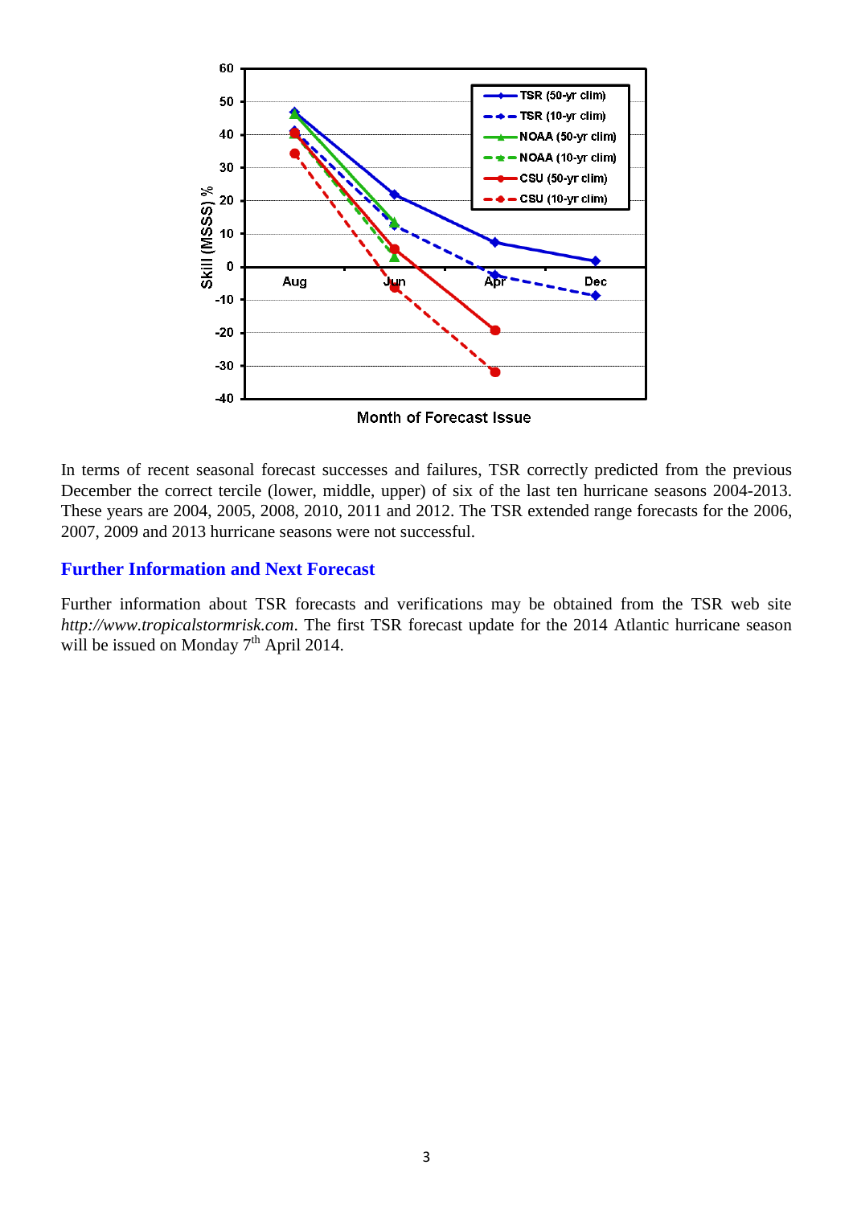60
50
40
30
20
10
0
-10
-20
-30
-40

Skill (MSSS) %

Aug
Jun
Apr
Dec

Month of Forecast Issue

TSR (50-yr clim)
TSR (10-yr clim)
NOAA (50-yr clim)
NOAA (10-yr clim)
CSU (50-yr clim)
CSU (10-yr clim)

In terms of recent seasonal forecast successes and failures, TSR correctly predicted from the previous December the correct tercile (lower, middle, upper) of six of the last ten hurricane seasons 2004-2013. These years are 2004, 2005, 2008, 2010, 2011 and 2012. The TSR extended range forecasts for the 2006, 2007, 2009 and 2013 hurricane seasons were not successful.

## Further Information and Next Forecast

Further information about TSR forecasts and verifications may be obtained from the TSR web site *http://www.tropicalstormrisk.com*. The first TSR forecast update for the 2014 Atlantic hurricane season will be issued on Monday 7th April 2014.